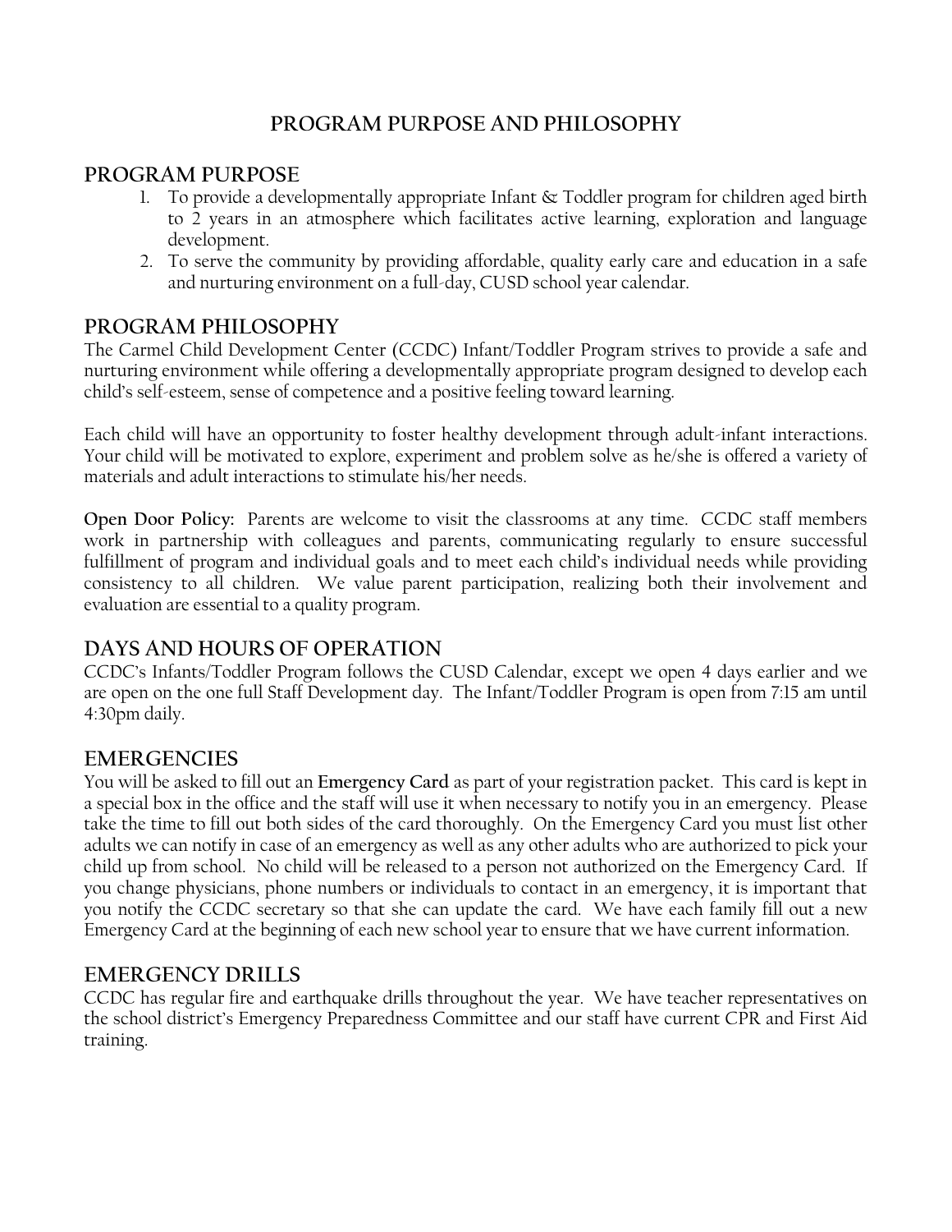# PROGRAM PURPOSE AND PHILOSOPHY

## PROGRAM PURPOSE

1. To provide a developmentally appropriate Infant & Toddler program for children aged birth to 2 years in an atmosphere which facilitates active learning, exploration and language development.
2. To serve the community by providing affordable, quality early care and education in a safe and nurturing environment on a full-day, CUSD school year calendar.

## PROGRAM PHILOSOPHY

The Carmel Child Development Center (CCDC) Infant/Toddler Program strives to provide a safe and nurturing environment while offering a developmentally appropriate program designed to develop each child's self-esteem, sense of competence and a positive feeling toward learning.

Each child will have an opportunity to foster healthy development through adult-infant interactions. Your child will be motivated to explore, experiment and problem solve as he/she is offered a variety of materials and adult interactions to stimulate his/her needs.

**Open Door Policy:** Parents are welcome to visit the classrooms at any time. CCDC staff members work in partnership with colleagues and parents, communicating regularly to ensure successful fulfillment of program and individual goals and to meet each child's individual needs while providing consistency to all children. We value parent participation, realizing both their involvement and evaluation are essential to a quality program.

## DAYS AND HOURS OF OPERATION

CCDC's Infants/Toddler Program follows the CUSD Calendar, except we open 4 days earlier and we are open on the one full Staff Development day. The Infant/Toddler Program is open from 7:15 am until 4:30pm daily.

## EMERGENCIES

You will be asked to fill out an **Emergency Card** as part of your registration packet. This card is kept in a special box in the office and the staff will use it when necessary to notify you in an emergency. Please take the time to fill out both sides of the card thoroughly. On the Emergency Card you must list other adults we can notify in case of an emergency as well as any other adults who are authorized to pick your child up from school. No child will be released to a person not authorized on the Emergency Card. If you change physicians, phone numbers or individuals to contact in an emergency, it is important that you notify the CCDC secretary so that she can update the card. We have each family fill out a new Emergency Card at the beginning of each new school year to ensure that we have current information.

## EMERGENCY DRILLS

CCDC has regular fire and earthquake drills throughout the year. We have teacher representatives on the school district's Emergency Preparedness Committee and our staff have current CPR and First Aid training.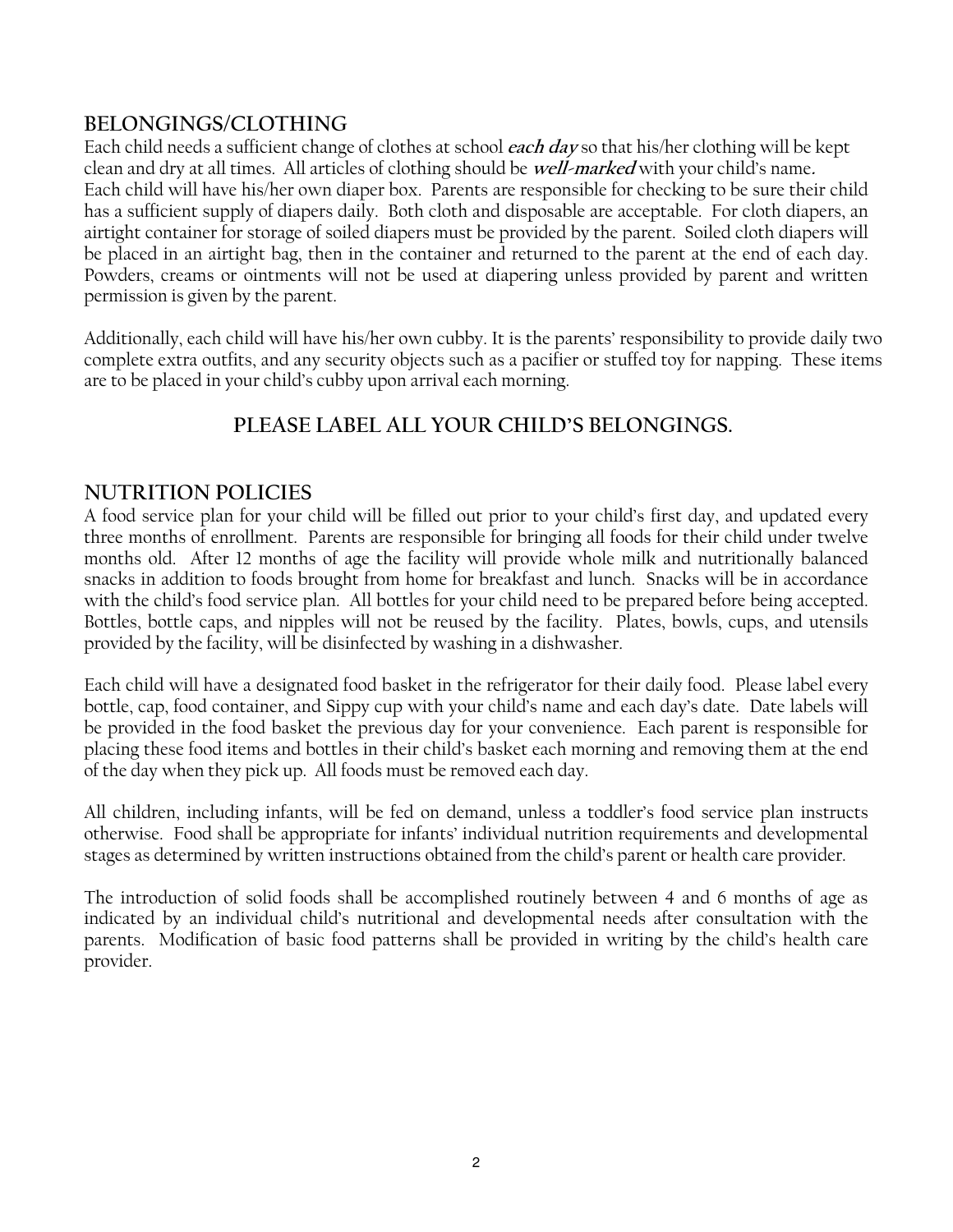## BELONGINGS/CLOTHING

Each child needs a sufficient change of clothes at school ***each day*** so that his/her clothing will be kept clean and dry at all times. All articles of clothing should be ***well-marked*** with your child's name. Each child will have his/her own diaper box. Parents are responsible for checking to be sure their child has a sufficient supply of diapers daily. Both cloth and disposable are acceptable. For cloth diapers, an airtight container for storage of soiled diapers must be provided by the parent. Soiled cloth diapers will be placed in an airtight bag, then in the container and returned to the parent at the end of each day. Powders, creams or ointments will not be used at diapering unless provided by parent and written permission is given by the parent.

Additionally, each child will have his/her own cubby. It is the parents' responsibility to provide daily two complete extra outfits, and any security objects such as a pacifier or stuffed toy for napping. These items are to be placed in your child's cubby upon arrival each morning.

**PLEASE LABEL ALL YOUR CHILD'S BELONGINGS.**

## NUTRITION POLICIES

A food service plan for your child will be filled out prior to your child's first day, and updated every three months of enrollment. Parents are responsible for bringing all foods for their child under twelve months old. After 12 months of age the facility will provide whole milk and nutritionally balanced snacks in addition to foods brought from home for breakfast and lunch. Snacks will be in accordance with the child's food service plan. All bottles for your child need to be prepared before being accepted. Bottles, bottle caps, and nipples will not be reused by the facility. Plates, bowls, cups, and utensils provided by the facility, will be disinfected by washing in a dishwasher.

Each child will have a designated food basket in the refrigerator for their daily food. Please label every bottle, cap, food container, and Sippy cup with your child's name and each day's date. Date labels will be provided in the food basket the previous day for your convenience. Each parent is responsible for placing these food items and bottles in their child's basket each morning and removing them at the end of the day when they pick up. All foods must be removed each day.

All children, including infants, will be fed on demand, unless a toddler's food service plan instructs otherwise. Food shall be appropriate for infants' individual nutrition requirements and developmental stages as determined by written instructions obtained from the child's parent or health care provider.

The introduction of solid foods shall be accomplished routinely between 4 and 6 months of age as indicated by an individual child's nutritional and developmental needs after consultation with the parents. Modification of basic food patterns shall be provided in writing by the child's health care provider.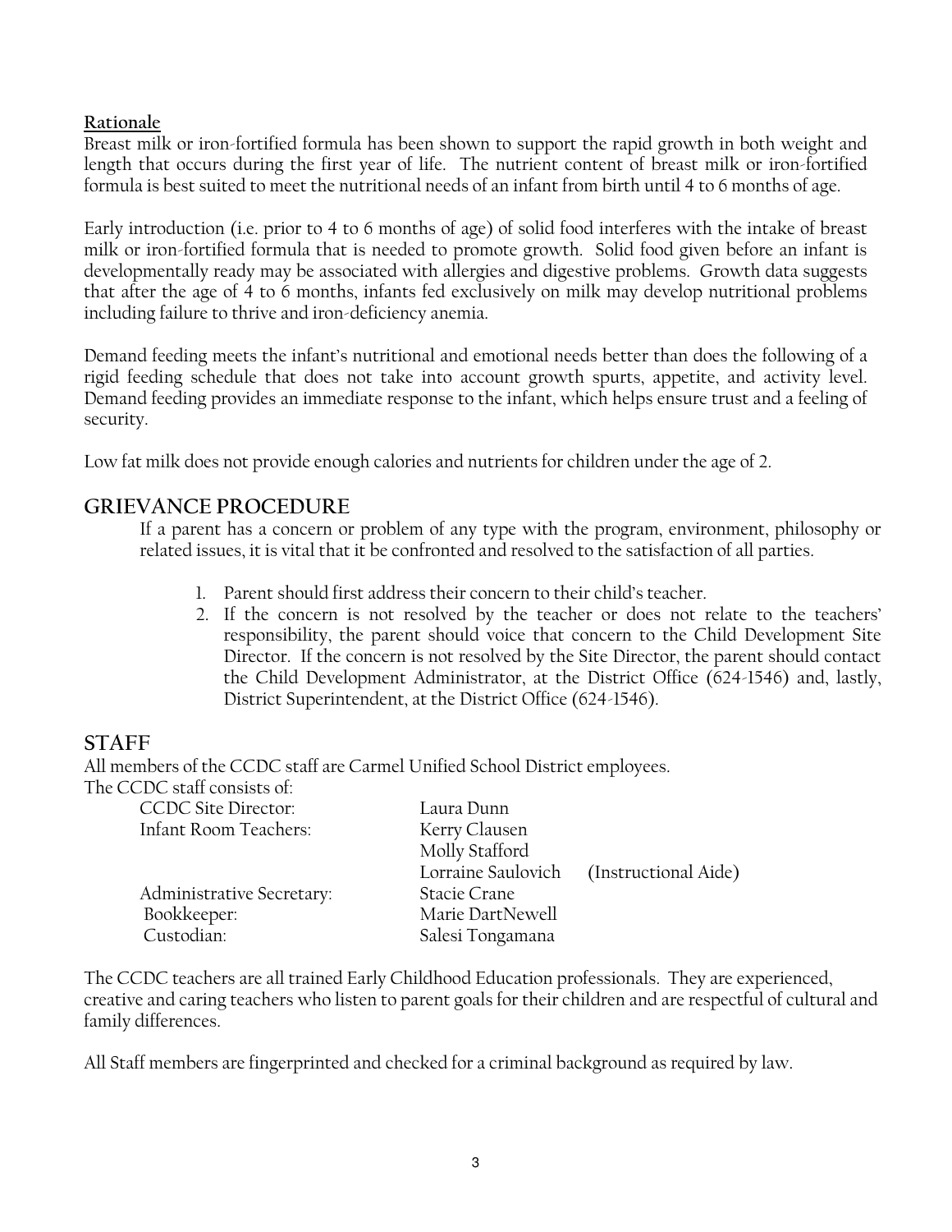**Rationale**

Breast milk or iron-fortified formula has been shown to support the rapid growth in both weight and length that occurs during the first year of life. The nutrient content of breast milk or iron-fortified formula is best suited to meet the nutritional needs of an infant from birth until 4 to 6 months of age.

Early introduction (i.e. prior to 4 to 6 months of age) of solid food interferes with the intake of breast milk or iron-fortified formula that is needed to promote growth. Solid food given before an infant is developmentally ready may be associated with allergies and digestive problems. Growth data suggests that after the age of 4 to 6 months, infants fed exclusively on milk may develop nutritional problems including failure to thrive and iron-deficiency anemia.

Demand feeding meets the infant's nutritional and emotional needs better than does the following of a rigid feeding schedule that does not take into account growth spurts, appetite, and activity level. Demand feeding provides an immediate response to the infant, which helps ensure trust and a feeling of security.

Low fat milk does not provide enough calories and nutrients for children under the age of 2.

## GRIEVANCE PROCEDURE

If a parent has a concern or problem of any type with the program, environment, philosophy or related issues, it is vital that it be confronted and resolved to the satisfaction of all parties.

1. Parent should first address their concern to their child's teacher.
2. If the concern is not resolved by the teacher or does not relate to the teachers' responsibility, the parent should voice that concern to the Child Development Site Director. If the concern is not resolved by the Site Director, the parent should contact the Child Development Administrator, at the District Office (624-1546) and, lastly, District Superintendent, at the District Office (624-1546).

## STAFF

All members of the CCDC staff are Carmel Unified School District employees.

The CCDC staff consists of:

| | | |
|---|---|---|
| CCDC Site Director: | Laura Dunn | |
| Infant Room Teachers: | Kerry Clausen | |
| | Molly Stafford | |
| | Lorraine Saulovich | (Instructional Aide) |
| Administrative Secretary: | Stacie Crane | |
| Bookkeeper: | Marie DartNewell | |
| Custodian: | Salesi Tongamana | |

The CCDC teachers are all trained Early Childhood Education professionals. They are experienced, creative and caring teachers who listen to parent goals for their children and are respectful of cultural and family differences.

All Staff members are fingerprinted and checked for a criminal background as required by law.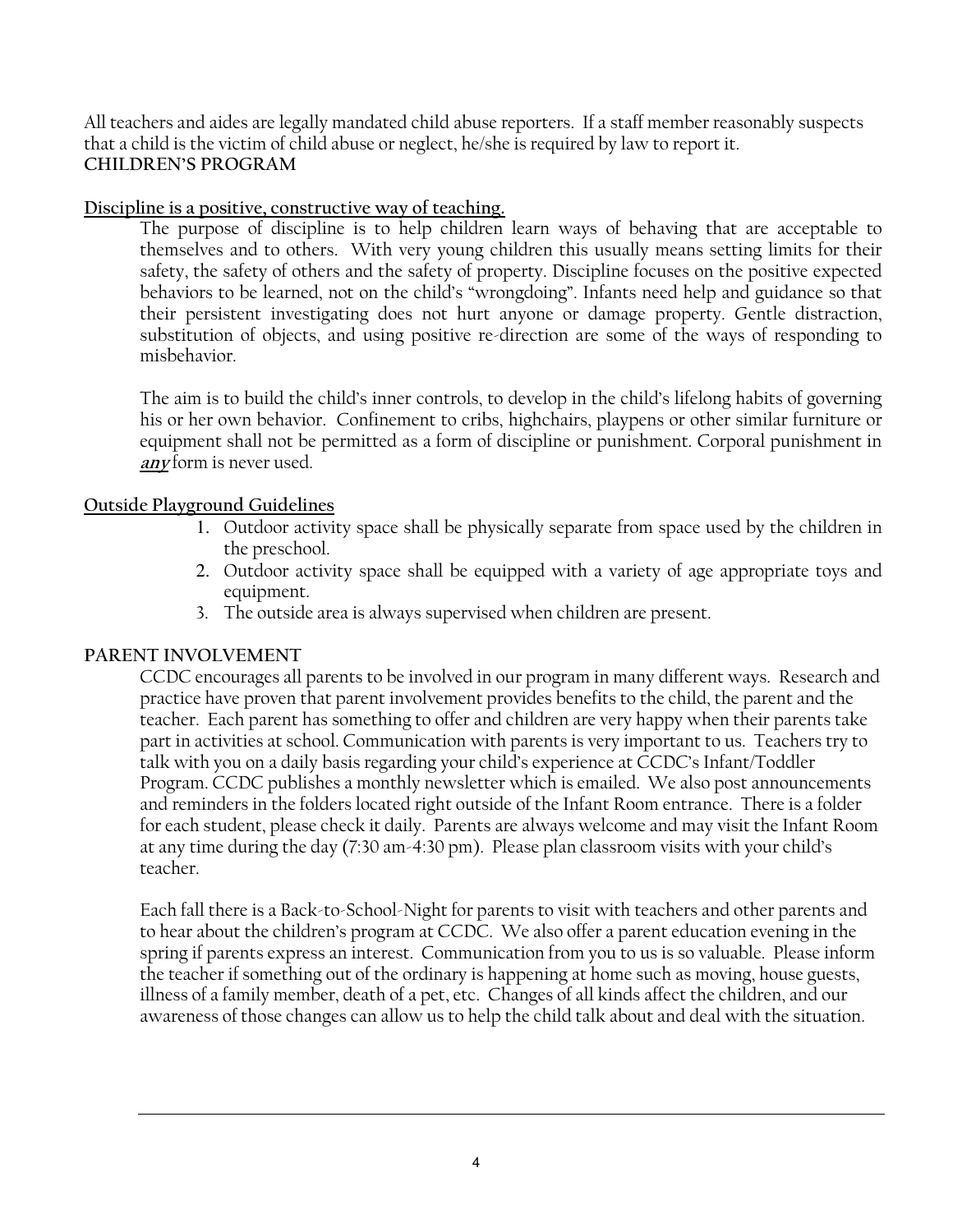All teachers and aides are legally mandated child abuse reporters. If a staff member reasonably suspects that a child is the victim of child abuse or neglect, he/she is required by law to report it.

## CHILDREN'S PROGRAM

**Discipline is a positive, constructive way of teaching.**

The purpose of discipline is to help children learn ways of behaving that are acceptable to themselves and to others. With very young children this usually means setting limits for their safety, the safety of others and the safety of property. Discipline focuses on the positive expected behaviors to be learned, not on the child's "wrongdoing". Infants need help and guidance so that their persistent investigating does not hurt anyone or damage property. Gentle distraction, substitution of objects, and using positive re-direction are some of the ways of responding to misbehavior.

The aim is to build the child's inner controls, to develop in the child's lifelong habits of governing his or her own behavior. Confinement to cribs, highchairs, playpens or other similar furniture or equipment shall not be permitted as a form of discipline or punishment. Corporal punishment in ***any*** form is never used.

**Outside Playground Guidelines**

1. Outdoor activity space shall be physically separate from space used by the children in the preschool.
2. Outdoor activity space shall be equipped with a variety of age appropriate toys and equipment.
3. The outside area is always supervised when children are present.

## PARENT INVOLVEMENT

CCDC encourages all parents to be involved in our program in many different ways. Research and practice have proven that parent involvement provides benefits to the child, the parent and the teacher. Each parent has something to offer and children are very happy when their parents take part in activities at school. Communication with parents is very important to us. Teachers try to talk with you on a daily basis regarding your child's experience at CCDC's Infant/Toddler Program. CCDC publishes a monthly newsletter which is emailed. We also post announcements and reminders in the folders located right outside of the Infant Room entrance. There is a folder for each student, please check it daily. Parents are always welcome and may visit the Infant Room at any time during the day (7:30 am-4:30 pm). Please plan classroom visits with your child's teacher.

Each fall there is a Back-to-School-Night for parents to visit with teachers and other parents and to hear about the children's program at CCDC. We also offer a parent education evening in the spring if parents express an interest. Communication from you to us is so valuable. Please inform the teacher if something out of the ordinary is happening at home such as moving, house guests, illness of a family member, death of a pet, etc. Changes of all kinds affect the children, and our awareness of those changes can allow us to help the child talk about and deal with the situation.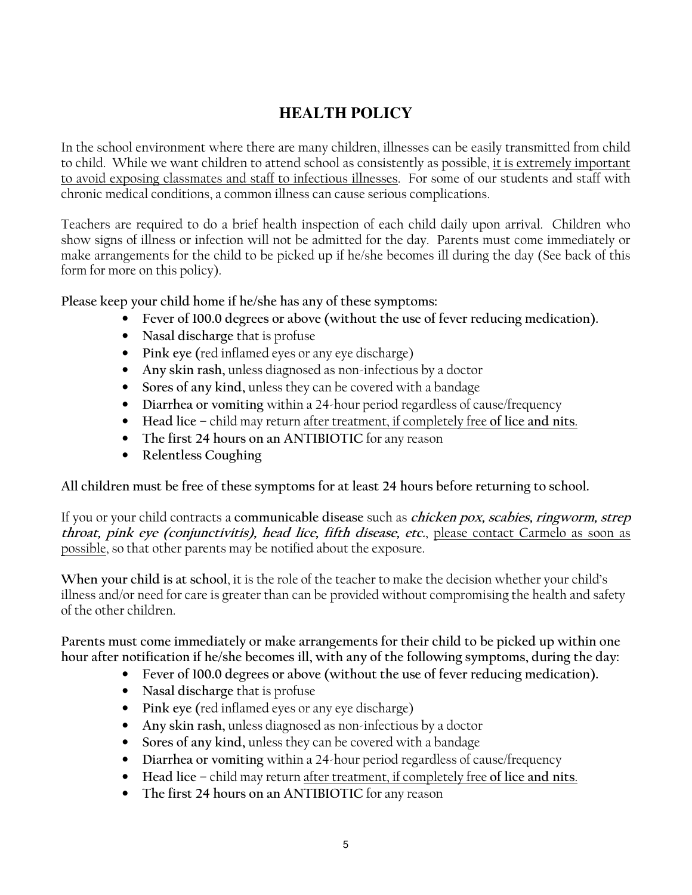# HEALTH POLICY

In the school environment where there are many children, illnesses can be easily transmitted from child to child. While we want children to attend school as consistently as possible, it is extremely important to avoid exposing classmates and staff to infectious illnesses. For some of our students and staff with chronic medical conditions, a common illness can cause serious complications.

Teachers are required to do a brief health inspection of each child daily upon arrival. Children who show signs of illness or infection will not be admitted for the day. Parents must come immediately or make arrangements for the child to be picked up if he/she becomes ill during the day (See back of this form for more on this policy).

**Please keep your child home if he/she has any of these symptoms:**

- **Fever of 100.0 degrees or above (without the use of fever reducing medication).**
- **Nasal discharge** that is profuse
- **Pink eye (**red inflamed eyes or any eye discharge)
- **Any skin rash,** unless diagnosed as non-infectious by a doctor
- **Sores of any kind,** unless they can be covered with a bandage
- **Diarrhea or vomiting** within a 24-hour period regardless of cause/frequency
- **Head lice** – child may return after treatment, if completely free **of lice and nits**.
- **The first 24 hours on an ANTIBIOTIC** for any reason
- **Relentless Coughing**

**All children must be free of these symptoms for at least 24 hours before returning to school.**

If you or your child contracts a **communicable disease** such as ***chicken pox, scabies, ringworm, strep throat, pink eye (conjunctivitis), head lice, fifth disease, etc.***, please contact Carmelo as soon as possible, so that other parents may be notified about the exposure.

**When your child is at school**, it is the role of the teacher to make the decision whether your child's illness and/or need for care is greater than can be provided without compromising the health and safety of the other children.

**Parents must come immediately or make arrangements for their child to be picked up within one hour after notification if he/she becomes ill, with any of the following symptoms, during the day:**

- **Fever of 100.0 degrees or above (without the use of fever reducing medication).**
- **Nasal discharge** that is profuse
- **Pink eye (**red inflamed eyes or any eye discharge)
- **Any skin rash,** unless diagnosed as non-infectious by a doctor
- **Sores of any kind,** unless they can be covered with a bandage
- **Diarrhea or vomiting** within a 24-hour period regardless of cause/frequency
- **Head lice** – child may return after treatment, if completely free **of lice and nits**.
- **The first 24 hours on an ANTIBIOTIC** for any reason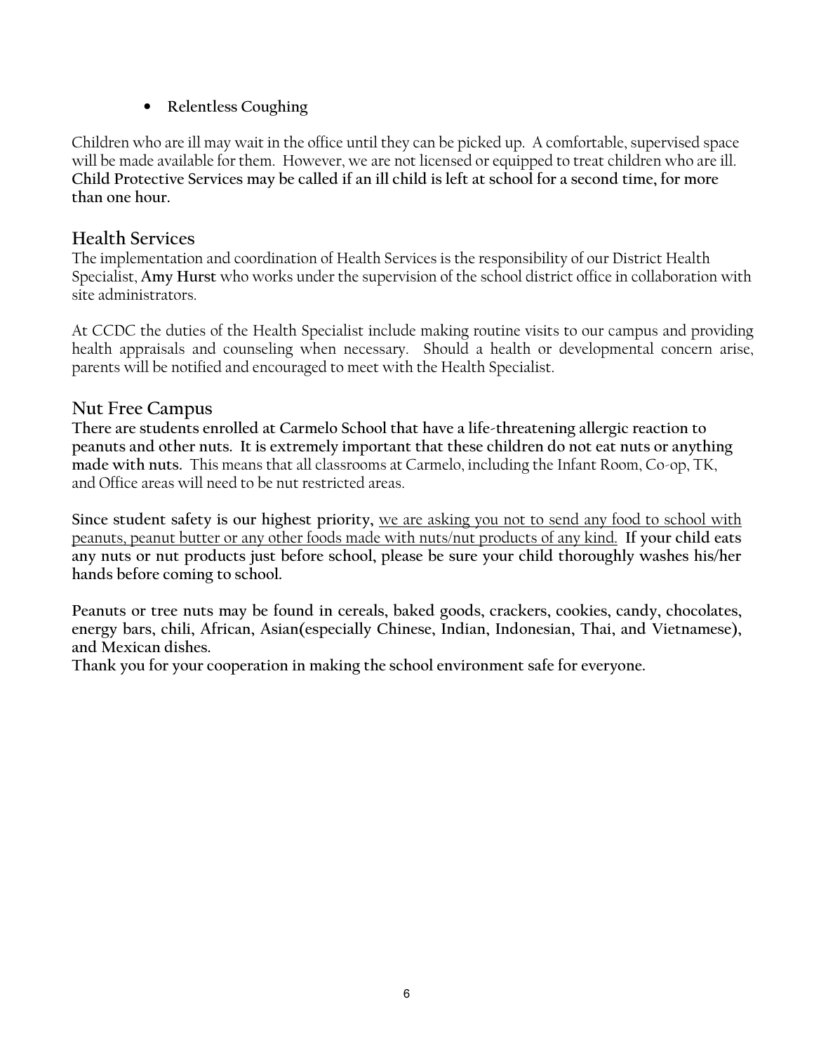- **Relentless Coughing**

Children who are ill may wait in the office until they can be picked up. A comfortable, supervised space will be made available for them. However, we are not licensed or equipped to treat children who are ill. **Child Protective Services may be called if an ill child is left at school for a second time, for more than one hour.**

## Health Services

The implementation and coordination of Health Services is the responsibility of our District Health Specialist, **Amy Hurst** who works under the supervision of the school district office in collaboration with site administrators.

At CCDC the duties of the Health Specialist include making routine visits to our campus and providing health appraisals and counseling when necessary. Should a health or developmental concern arise, parents will be notified and encouraged to meet with the Health Specialist.

## Nut Free Campus

**There are students enrolled at Carmelo School that have a life-threatening allergic reaction to peanuts and other nuts. It is extremely important that these children do not eat nuts or anything made with nuts.** This means that all classrooms at Carmelo, including the Infant Room, Co-op, TK, and Office areas will need to be nut restricted areas.

**Since student safety is our highest priority,** <u>we are asking you not to send any food to school with peanuts, peanut butter or any other foods made with nuts/nut products of any kind.</u> **If your child eats any nuts or nut products just before school, please be sure your child thoroughly washes his/her hands before coming to school.**

**Peanuts or tree nuts may be found in cereals, baked goods, crackers, cookies, candy, chocolates, energy bars, chili, African, Asian(especially Chinese, Indian, Indonesian, Thai, and Vietnamese), and Mexican dishes.**
**Thank you for your cooperation in making the school environment safe for everyone.**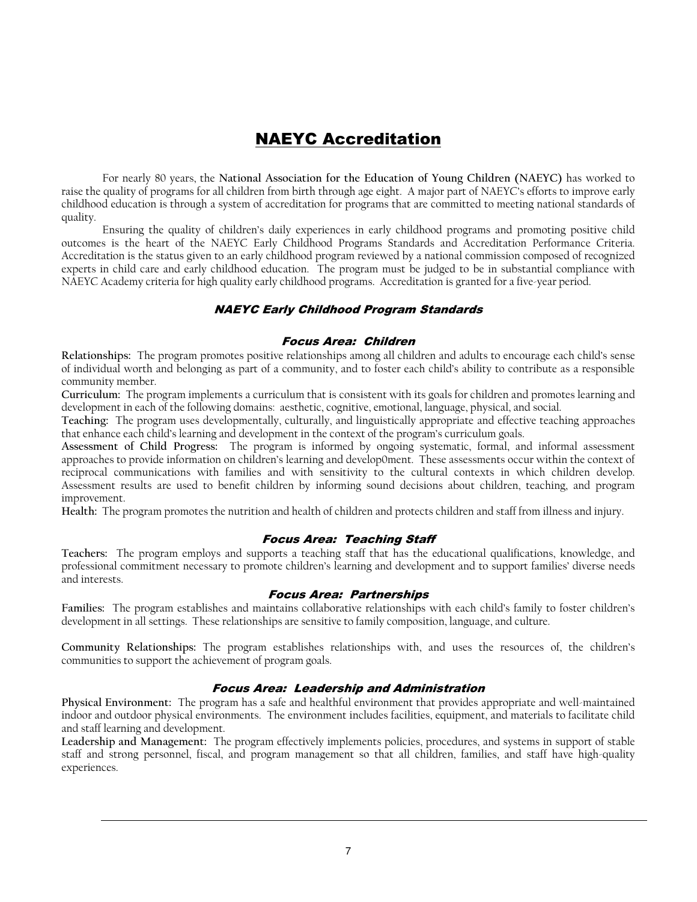# NAEYC Accreditation

For nearly 80 years, the **National Association for the Education of Young Children (NAEYC)** has worked to raise the quality of programs for all children from birth through age eight. A major part of NAEYC's efforts to improve early childhood education is through a system of accreditation for programs that are committed to meeting national standards of quality.

Ensuring the quality of children's daily experiences in early childhood programs and promoting positive child outcomes is the heart of the NAEYC Early Childhood Programs Standards and Accreditation Performance Criteria. Accreditation is the status given to an early childhood program reviewed by a national commission composed of recognized experts in child care and early childhood education. The program must be judged to be in substantial compliance with NAEYC Academy criteria for high quality early childhood programs. Accreditation is granted for a five-year period.

### *NAEYC Early Childhood Program Standards*

#### *Focus Area: Children*

**Relationships:** The program promotes positive relationships among all children and adults to encourage each child's sense of individual worth and belonging as part of a community, and to foster each child's ability to contribute as a responsible community member.

**Curriculum:** The program implements a curriculum that is consistent with its goals for children and promotes learning and development in each of the following domains: aesthetic, cognitive, emotional, language, physical, and social.

**Teaching:** The program uses developmentally, culturally, and linguistically appropriate and effective teaching approaches that enhance each child's learning and development in the context of the program's curriculum goals.

**Assessment of Child Progress:** The program is informed by ongoing systematic, formal, and informal assessment approaches to provide information on children's learning and develop0ment. These assessments occur within the context of reciprocal communications with families and with sensitivity to the cultural contexts in which children develop. Assessment results are used to benefit children by informing sound decisions about children, teaching, and program improvement.

**Health:** The program promotes the nutrition and health of children and protects children and staff from illness and injury.

#### *Focus Area: Teaching Staff*

**Teachers:** The program employs and supports a teaching staff that has the educational qualifications, knowledge, and professional commitment necessary to promote children's learning and development and to support families' diverse needs and interests.

#### *Focus Area: Partnerships*

**Families:** The program establishes and maintains collaborative relationships with each child's family to foster children's development in all settings. These relationships are sensitive to family composition, language, and culture.

**Community Relationships:** The program establishes relationships with, and uses the resources of, the children's communities to support the achievement of program goals.

#### *Focus Area: Leadership and Administration*

**Physical Environment:** The program has a safe and healthful environment that provides appropriate and well-maintained indoor and outdoor physical environments. The environment includes facilities, equipment, and materials to facilitate child and staff learning and development.

**Leadership and Management:** The program effectively implements policies, procedures, and systems in support of stable staff and strong personnel, fiscal, and program management so that all children, families, and staff have high-quality experiences.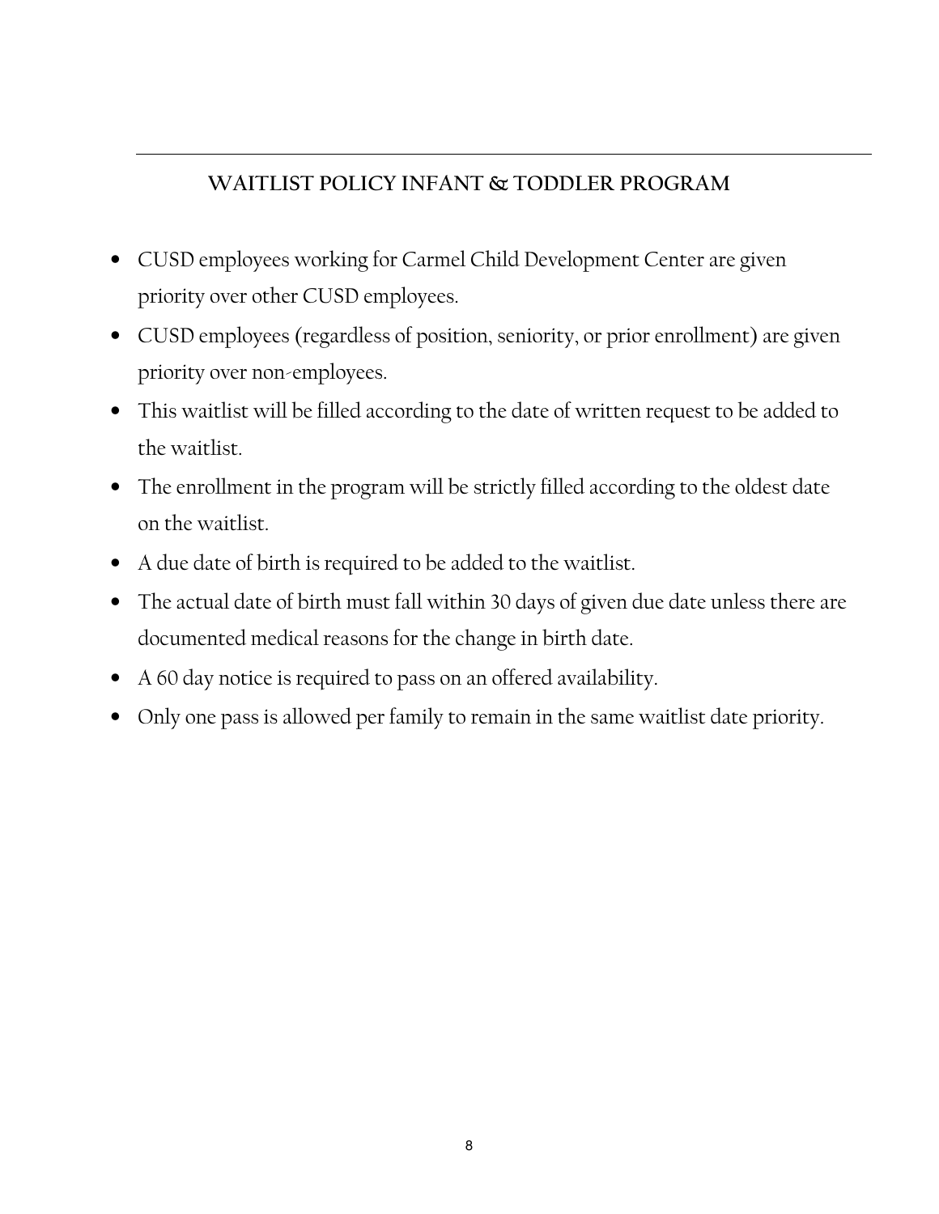## WAITLIST POLICY INFANT & TODDLER PROGRAM

- CUSD employees working for Carmel Child Development Center are given priority over other CUSD employees.
- CUSD employees (regardless of position, seniority, or prior enrollment) are given priority over non-employees.
- This waitlist will be filled according to the date of written request to be added to the waitlist.
- The enrollment in the program will be strictly filled according to the oldest date on the waitlist.
- A due date of birth is required to be added to the waitlist.
- The actual date of birth must fall within 30 days of given due date unless there are documented medical reasons for the change in birth date.
- A 60 day notice is required to pass on an offered availability.
- Only one pass is allowed per family to remain in the same waitlist date priority.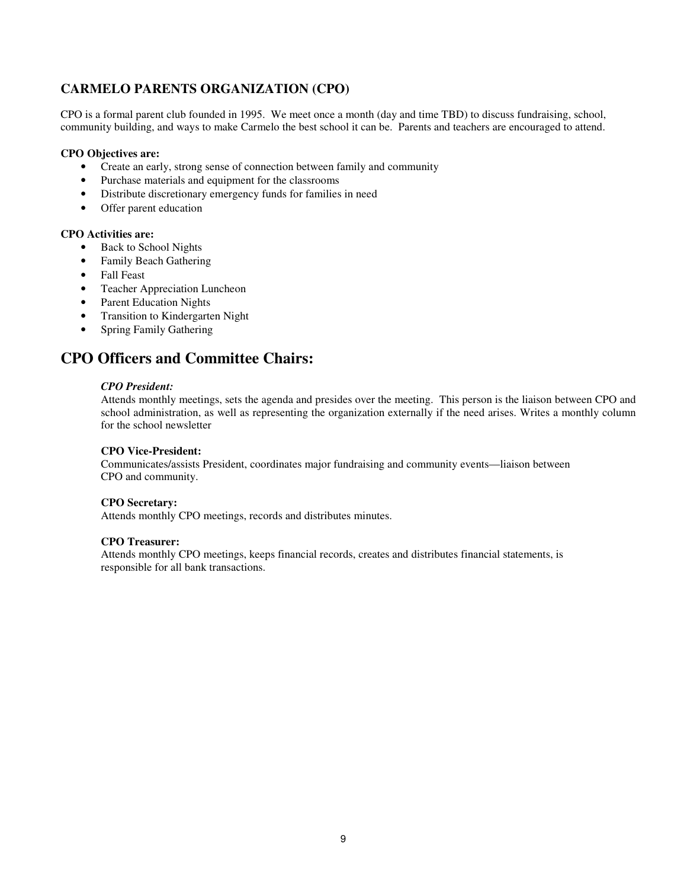## CARMELO PARENTS ORGANIZATION (CPO)

CPO is a formal parent club founded in 1995. We meet once a month (day and time TBD) to discuss fundraising, school, community building, and ways to make Carmelo the best school it can be. Parents and teachers are encouraged to attend.

**CPO Objectives are:**

- Create an early, strong sense of connection between family and community
- Purchase materials and equipment for the classrooms
- Distribute discretionary emergency funds for families in need
- Offer parent education

**CPO Activities are:**

- Back to School Nights
- Family Beach Gathering
- Fall Feast
- Teacher Appreciation Luncheon
- Parent Education Nights
- Transition to Kindergarten Night
- Spring Family Gathering

# CPO Officers and Committee Chairs:

***CPO President:***
Attends monthly meetings, sets the agenda and presides over the meeting. This person is the liaison between CPO and school administration, as well as representing the organization externally if the need arises. Writes a monthly column for the school newsletter

**CPO Vice-President:**
Communicates/assists President, coordinates major fundraising and community events—liaison between CPO and community.

**CPO Secretary:**
Attends monthly CPO meetings, records and distributes minutes.

**CPO Treasurer:**
Attends monthly CPO meetings, keeps financial records, creates and distributes financial statements, is responsible for all bank transactions.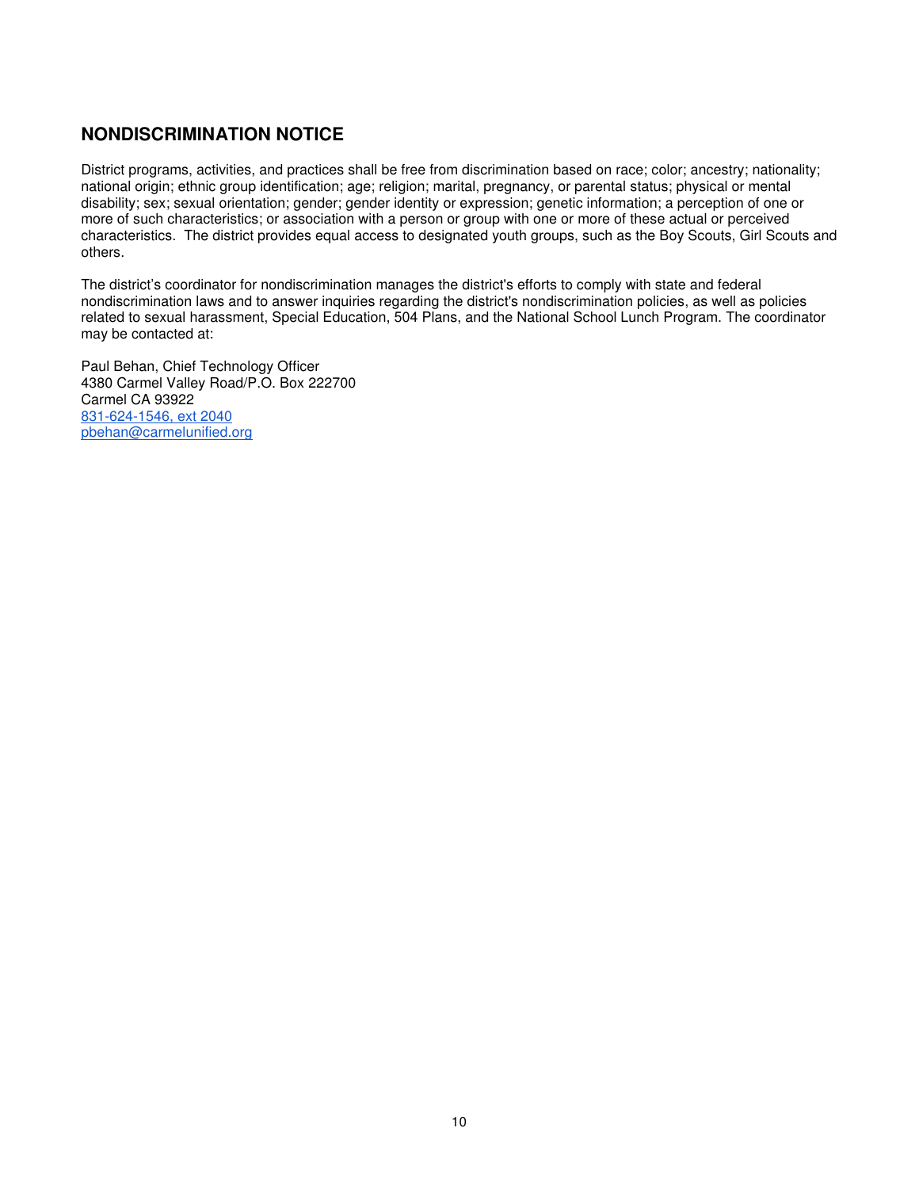## NONDISCRIMINATION NOTICE

District programs, activities, and practices shall be free from discrimination based on race; color; ancestry; nationality; national origin; ethnic group identification; age; religion; marital, pregnancy, or parental status; physical or mental disability; sex; sexual orientation; gender; gender identity or expression; genetic information; a perception of one or more of such characteristics; or association with a person or group with one or more of these actual or perceived characteristics. The district provides equal access to designated youth groups, such as the Boy Scouts, Girl Scouts and others.

The district's coordinator for nondiscrimination manages the district's efforts to comply with state and federal nondiscrimination laws and to answer inquiries regarding the district's nondiscrimination policies, as well as policies related to sexual harassment, Special Education, 504 Plans, and the National School Lunch Program. The coordinator may be contacted at:

Paul Behan, Chief Technology Officer
4380 Carmel Valley Road/P.O. Box 222700
Carmel CA 93922
831-624-1546, ext 2040
pbehan@carmelunified.org